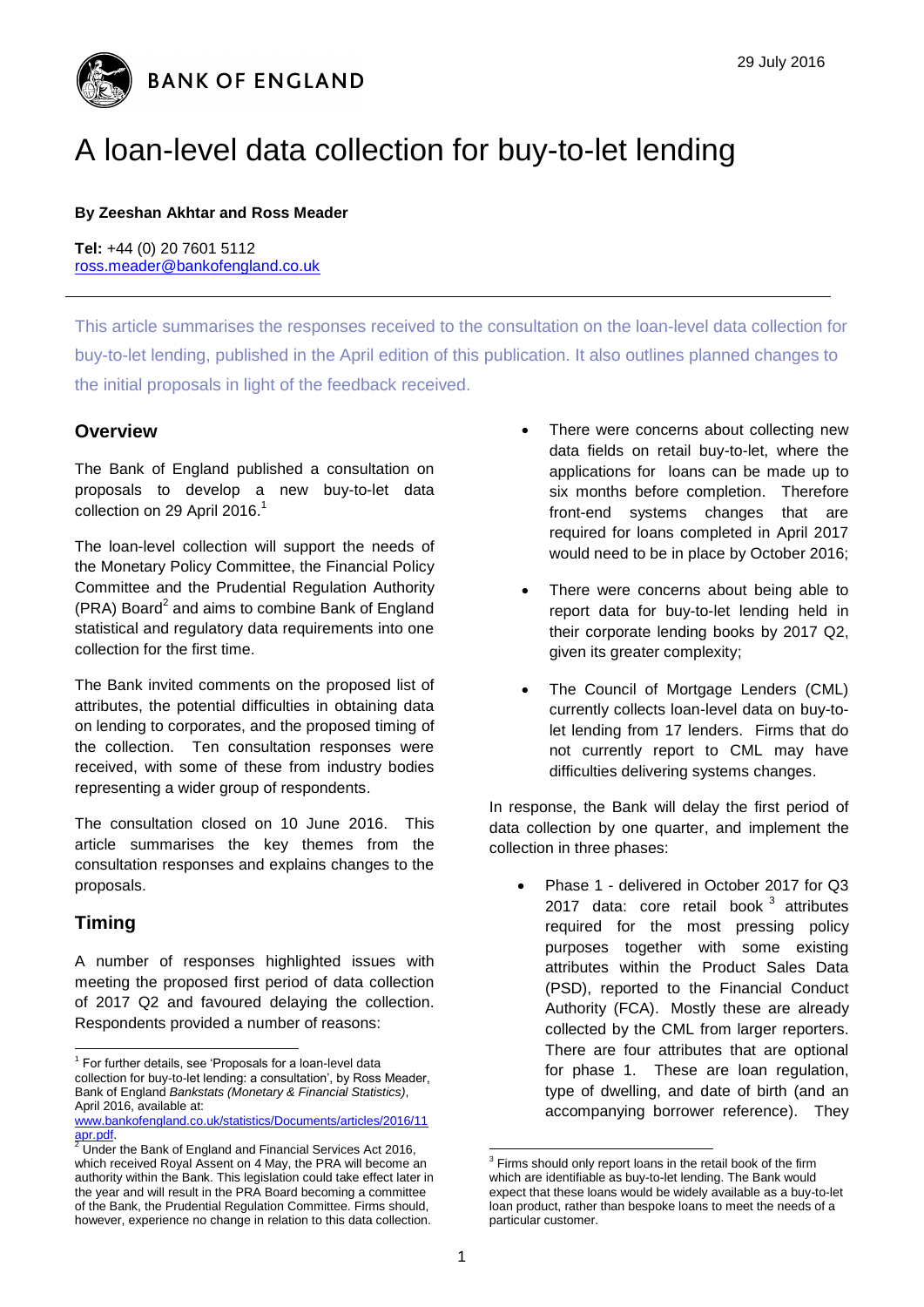BANK OF ENGLAND

29 July 2016

# A loan-level data collection for buy-to-let lending

**By Zeeshan Akhtar and Ross Meader**

**Tel:** +44 (0) 20 7601 5112
[ross.meader@bankofengland.co.uk](mailto:ross.meader@bankofengland.co.uk)

---

This article summarises the responses received to the consultation on the loan-level data collection for buy-to-let lending, published in the April edition of this publication. It also outlines planned changes to the initial proposals in light of the feedback received.

## Overview

The Bank of England published a consultation on proposals to develop a new buy-to-let data collection on 29 April 2016.[1]

The loan-level collection will support the needs of the Monetary Policy Committee, the Financial Policy Committee and the Prudential Regulation Authority (PRA) Board[2] and aims to combine Bank of England statistical and regulatory data requirements into one collection for the first time.

The Bank invited comments on the proposed list of attributes, the potential difficulties in obtaining data on lending to corporates, and the proposed timing of the collection. Ten consultation responses were received, with some of these from industry bodies representing a wider group of respondents.

The consultation closed on 10 June 2016. This article summarises the key themes from the consultation responses and explains changes to the proposals.

## Timing

A number of responses highlighted issues with meeting the proposed first period of data collection of 2017 Q2 and favoured delaying the collection. Respondents provided a number of reasons:

- There were concerns about collecting new data fields on retail buy-to-let, where the applications for loans can be made up to six months before completion. Therefore front-end systems changes that are required for loans completed in April 2017 would need to be in place by October 2016;
- There were concerns about being able to report data for buy-to-let lending held in their corporate lending books by 2017 Q2, given its greater complexity;
- The Council of Mortgage Lenders (CML) currently collects loan-level data on buy-to-let lending from 17 lenders. Firms that do not currently report to CML may have difficulties delivering systems changes.

In response, the Bank will delay the first period of data collection by one quarter, and implement the collection in three phases:

- Phase 1 - delivered in October 2017 for Q3 2017 data: core retail book[3] attributes required for the most pressing policy purposes together with some existing attributes within the Product Sales Data (PSD), reported to the Financial Conduct Authority (FCA). Mostly these are already collected by the CML from larger reporters. There are four attributes that are optional for phase 1. These are loan regulation, type of dwelling, and date of birth (and an accompanying borrower reference). They

---

[1] For further details, see 'Proposals for a loan-level data collection for buy-to-let lending: a consultation', by Ross Meader, Bank of England *Bankstats (Monetary & Financial Statistics)*, April 2016, available at: [www.bankofengland.co.uk/statistics/Documents/articles/2016/11apr.pdf](http://www.bankofengland.co.uk/statistics/Documents/articles/2016/11apr.pdf).

[2] Under the Bank of England and Financial Services Act 2016, which received Royal Assent on 4 May, the PRA will become an authority within the Bank. This legislation could take effect later in the year and will result in the PRA Board becoming a committee of the Bank, the Prudential Regulation Committee. Firms should, however, experience no change in relation to this data collection.

[3] Firms should only report loans in the retail book of the firm which are identifiable as buy-to-let lending. The Bank would expect that these loans would be widely available as a buy-to-let loan product, rather than bespoke loans to meet the needs of a particular customer.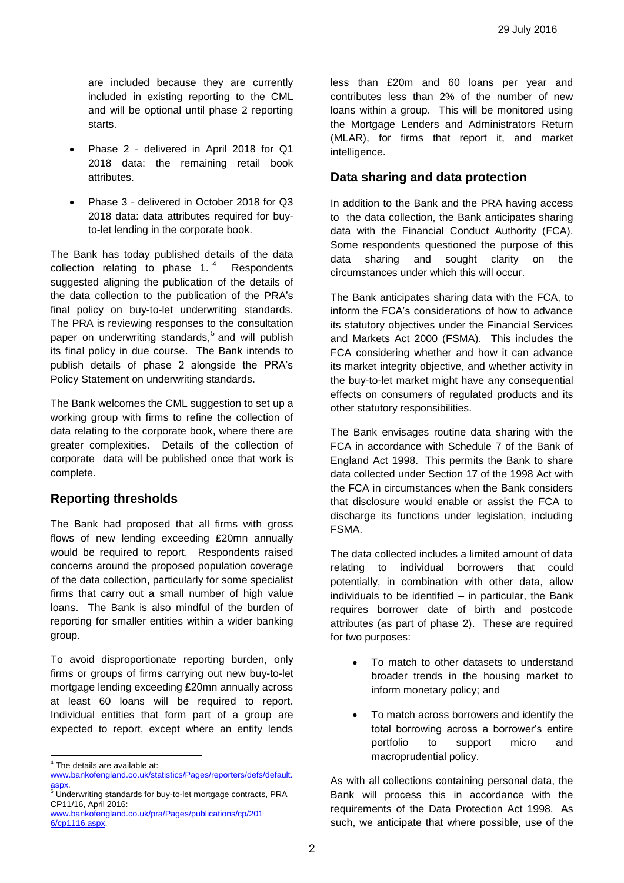are included because they are currently included in existing reporting to the CML and will be optional until phase 2 reporting starts.

- Phase 2 - delivered in April 2018 for Q1 2018 data: the remaining retail book attributes.
- Phase 3 - delivered in October 2018 for Q3 2018 data: data attributes required for buy-to-let lending in the corporate book.

The Bank has today published details of the data collection relating to phase 1.[4] Respondents suggested aligning the publication of the details of the data collection to the publication of the PRA's final policy on buy-to-let underwriting standards. The PRA is reviewing responses to the consultation paper on underwriting standards,[5] and will publish its final policy in due course. The Bank intends to publish details of phase 2 alongside the PRA's Policy Statement on underwriting standards.

The Bank welcomes the CML suggestion to set up a working group with firms to refine the collection of data relating to the corporate book, where there are greater complexities. Details of the collection of corporate data will be published once that work is complete.

## Reporting thresholds

The Bank had proposed that all firms with gross flows of new lending exceeding £20mn annually would be required to report. Respondents raised concerns around the proposed population coverage of the data collection, particularly for some specialist firms that carry out a small number of high value loans. The Bank is also mindful of the burden of reporting for smaller entities within a wider banking group.

To avoid disproportionate reporting burden, only firms or groups of firms carrying out new buy-to-let mortgage lending exceeding £20mn annually across at least 60 loans will be required to report. Individual entities that form part of a group are expected to report, except where an entity lends less than £20m and 60 loans per year and contributes less than 2% of the number of new loans within a group. This will be monitored using the Mortgage Lenders and Administrators Return (MLAR), for firms that report it, and market intelligence.

## Data sharing and data protection

In addition to the Bank and the PRA having access to the data collection, the Bank anticipates sharing data with the Financial Conduct Authority (FCA). Some respondents questioned the purpose of this data sharing and sought clarity on the circumstances under which this will occur.

The Bank anticipates sharing data with the FCA, to inform the FCA's considerations of how to advance its statutory objectives under the Financial Services and Markets Act 2000 (FSMA). This includes the FCA considering whether and how it can advance its market integrity objective, and whether activity in the buy-to-let market might have any consequential effects on consumers of regulated products and its other statutory responsibilities.

The Bank envisages routine data sharing with the FCA in accordance with Schedule 7 of the Bank of England Act 1998. This permits the Bank to share data collected under Section 17 of the 1998 Act with the FCA in circumstances when the Bank considers that disclosure would enable or assist the FCA to discharge its functions under legislation, including FSMA.

The data collected includes a limited amount of data relating to individual borrowers that could potentially, in combination with other data, allow individuals to be identified – in particular, the Bank requires borrower date of birth and postcode attributes (as part of phase 2). These are required for two purposes:

- To match to other datasets to understand broader trends in the housing market to inform monetary policy; and
- To match across borrowers and identify the total borrowing across a borrower's entire portfolio to support micro and macroprudential policy.

As with all collections containing personal data, the Bank will process this in accordance with the requirements of the Data Protection Act 1998. As such, we anticipate that where possible, use of the

---

[4] The details are available at: www.bankofengland.co.uk/statistics/Pages/reporters/defs/default.aspx.

[5] Underwriting standards for buy-to-let mortgage contracts, PRA CP11/16, April 2016: www.bankofengland.co.uk/pra/Pages/publications/cp/2016/cp1116.aspx.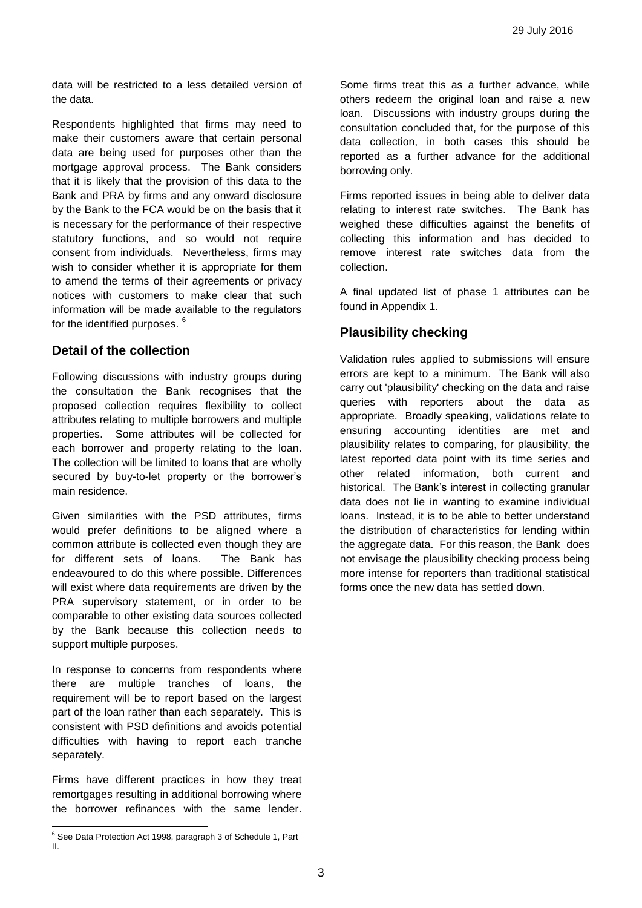data will be restricted to a less detailed version of the data.

Respondents highlighted that firms may need to make their customers aware that certain personal data are being used for purposes other than the mortgage approval process. The Bank considers that it is likely that the provision of this data to the Bank and PRA by firms and any onward disclosure by the Bank to the FCA would be on the basis that it is necessary for the performance of their respective statutory functions, and so would not require consent from individuals. Nevertheless, firms may wish to consider whether it is appropriate for them to amend the terms of their agreements or privacy notices with customers to make clear that such information will be made available to the regulators for the identified purposes. [6]

## Detail of the collection

Following discussions with industry groups during the consultation the Bank recognises that the proposed collection requires flexibility to collect attributes relating to multiple borrowers and multiple properties. Some attributes will be collected for each borrower and property relating to the loan. The collection will be limited to loans that are wholly secured by buy-to-let property or the borrower's main residence.

Given similarities with the PSD attributes, firms would prefer definitions to be aligned where a common attribute is collected even though they are for different sets of loans. The Bank has endeavoured to do this where possible. Differences will exist where data requirements are driven by the PRA supervisory statement, or in order to be comparable to other existing data sources collected by the Bank because this collection needs to support multiple purposes.

In response to concerns from respondents where there are multiple tranches of loans, the requirement will be to report based on the largest part of the loan rather than each separately. This is consistent with PSD definitions and avoids potential difficulties with having to report each tranche separately.

Firms have different practices in how they treat remortgages resulting in additional borrowing where the borrower refinances with the same lender. Some firms treat this as a further advance, while others redeem the original loan and raise a new loan. Discussions with industry groups during the consultation concluded that, for the purpose of this data collection, in both cases this should be reported as a further advance for the additional borrowing only.

Firms reported issues in being able to deliver data relating to interest rate switches. The Bank has weighed these difficulties against the benefits of collecting this information and has decided to remove interest rate switches data from the collection.

A final updated list of phase 1 attributes can be found in Appendix 1.

## Plausibility checking

Validation rules applied to submissions will ensure errors are kept to a minimum. The Bank will also carry out 'plausibility' checking on the data and raise queries with reporters about the data as appropriate. Broadly speaking, validations relate to ensuring accounting identities are met and plausibility relates to comparing, for plausibility, the latest reported data point with its time series and other related information, both current and historical. The Bank's interest in collecting granular data does not lie in wanting to examine individual loans. Instead, it is to be able to better understand the distribution of characteristics for lending within the aggregate data. For this reason, the Bank does not envisage the plausibility checking process being more intense for reporters than traditional statistical forms once the new data has settled down.

[6] See Data Protection Act 1998, paragraph 3 of Schedule 1, Part II.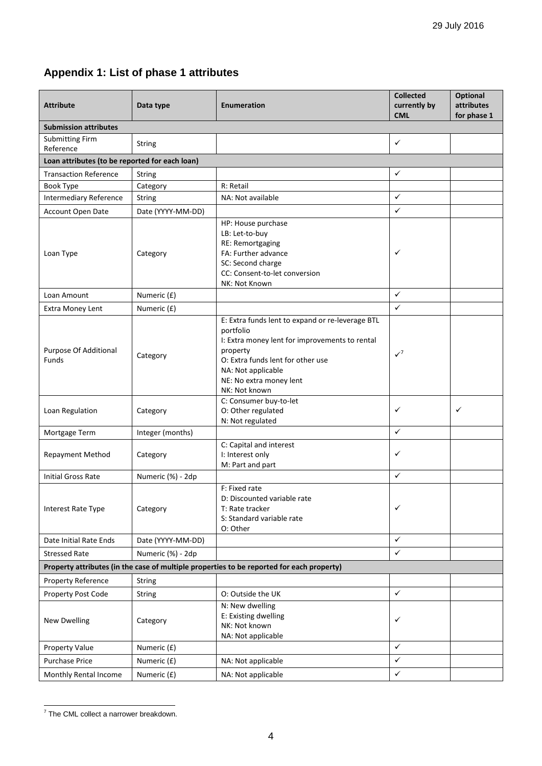## Appendix 1: List of phase 1 attributes

| Attribute | Data type | Enumeration | Collected currently by CML | Optional attributes for phase 1 |
|---|---|---|---|---|
| **Submission attributes** | | | | |
| Submitting Firm Reference | String | | ✓ | |
| **Loan attributes (to be reported for each loan)** | | | | |
| Transaction Reference | String | | ✓ | |
| Book Type | Category | R: Retail | | |
| Intermediary Reference | String | NA: Not available | ✓ | |
| Account Open Date | Date (YYYY-MM-DD) | | ✓ | |
| Loan Type | Category | HP: House purchase<br>LB: Let-to-buy<br>RE: Remortgaging<br>FA: Further advance<br>SC: Second charge<br>CC: Consent-to-let conversion<br>NK: Not Known | ✓ | |
| Loan Amount | Numeric (£) | | ✓ | |
| Extra Money Lent | Numeric (£) | | ✓ | |
| Purpose Of Additional Funds | Category | E: Extra funds lent to expand or re-leverage BTL portfolio<br>I: Extra money lent for improvements to rental property<br>O: Extra funds lent for other use<br>NA: Not applicable<br>NE: No extra money lent<br>NK: Not known | ✓[7] | |
| Loan Regulation | Category | C: Consumer buy-to-let<br>O: Other regulated<br>N: Not regulated | ✓ | ✓ |
| Mortgage Term | Integer (months) | | ✓ | |
| Repayment Method | Category | C: Capital and interest<br>I: Interest only<br>M: Part and part | ✓ | |
| Initial Gross Rate | Numeric (%) - 2dp | | ✓ | |
| Interest Rate Type | Category | F: Fixed rate<br>D: Discounted variable rate<br>T: Rate tracker<br>S: Standard variable rate<br>O: Other | ✓ | |
| Date Initial Rate Ends | Date (YYYY-MM-DD) | | ✓ | |
| Stressed Rate | Numeric (%) - 2dp | | ✓ | |
| **Property attributes (in the case of multiple properties to be reported for each property)** | | | | |
| Property Reference | String | | | |
| Property Post Code | String | O: Outside the UK | ✓ | |
| New Dwelling | Category | N: New dwelling<br>E: Existing dwelling<br>NK: Not known<br>NA: Not applicable | ✓ | |
| Property Value | Numeric (£) | | ✓ | |
| Purchase Price | Numeric (£) | NA: Not applicable | ✓ | |
| Monthly Rental Income | Numeric (£) | NA: Not applicable | ✓ | |

[7] The CML collect a narrower breakdown.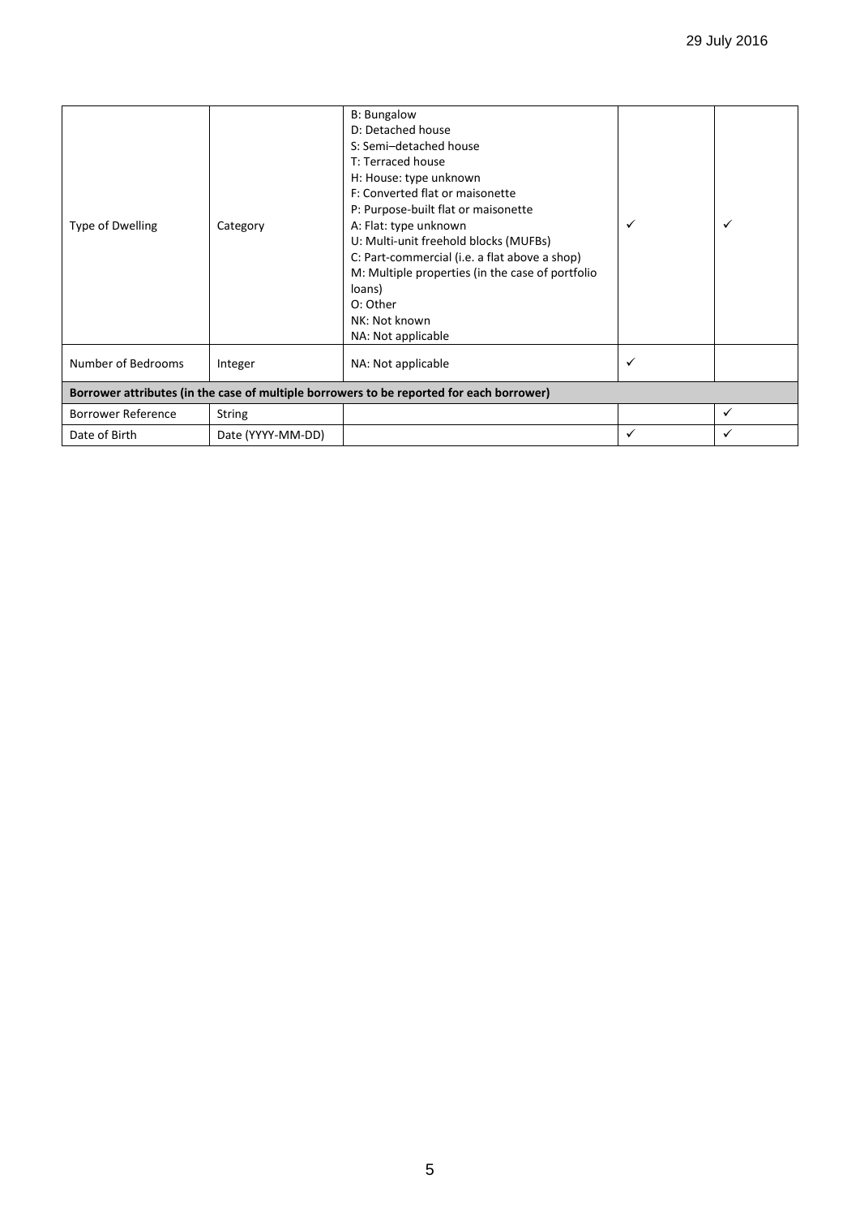| | | | | |
|---|---|---|---|---|
| Type of Dwelling | Category | B: Bungalow<br>D: Detached house<br>S: Semi–detached house<br>T: Terraced house<br>H: House: type unknown<br>F: Converted flat or maisonette<br>P: Purpose-built flat or maisonette<br>A: Flat: type unknown<br>U: Multi-unit freehold blocks (MUFBs)<br>C: Part-commercial (i.e. a flat above a shop)<br>M: Multiple properties (in the case of portfolio loans)<br>O: Other<br>NK: Not known<br>NA: Not applicable | ✓ | ✓ |
| Number of Bedrooms | Integer | NA: Not applicable | ✓ | |
| **Borrower attributes (in the case of multiple borrowers to be reported for each borrower)** | | | | |
| Borrower Reference | String | | | ✓ |
| Date of Birth | Date (YYYY-MM-DD) | | ✓ | ✓ |